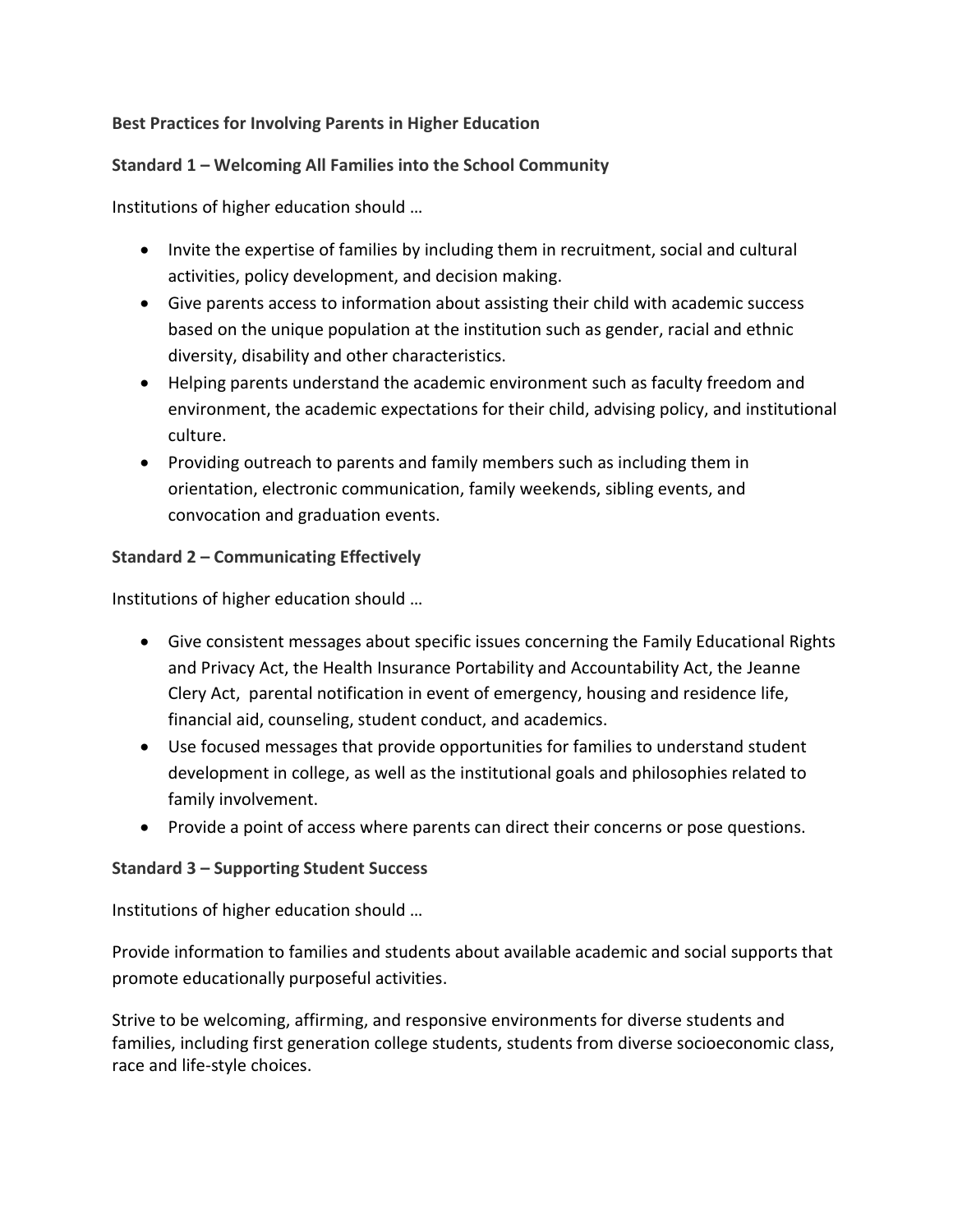**Best Practices for Involving Parents in Higher Education**

**Standard 1 – Welcoming All Families into the School Community**

Institutions of higher education should …

- Invite the expertise of families by including them in recruitment, social and cultural activities, policy development, and decision making.
- Give parents access to information about assisting their child with academic success based on the unique population at the institution such as gender, racial and ethnic diversity, disability and other characteristics.
- Helping parents understand the academic environment such as faculty freedom and environment, the academic expectations for their child, advising policy, and institutional culture.
- Providing outreach to parents and family members such as including them in orientation, electronic communication, family weekends, sibling events, and convocation and graduation events.

**Standard 2 – Communicating Effectively**

Institutions of higher education should …

- Give consistent messages about specific issues concerning the Family Educational Rights and Privacy Act, the Health Insurance Portability and Accountability Act, the Jeanne Clery Act, parental notification in event of emergency, housing and residence life, financial aid, counseling, student conduct, and academics.
- Use focused messages that provide opportunities for families to understand student development in college, as well as the institutional goals and philosophies related to family involvement.
- Provide a point of access where parents can direct their concerns or pose questions.

**Standard 3 – Supporting Student Success**

Institutions of higher education should …

Provide information to families and students about available academic and social supports that promote educationally purposeful activities.

Strive to be welcoming, affirming, and responsive environments for diverse students and families, including first generation college students, students from diverse socioeconomic class, race and life-style choices.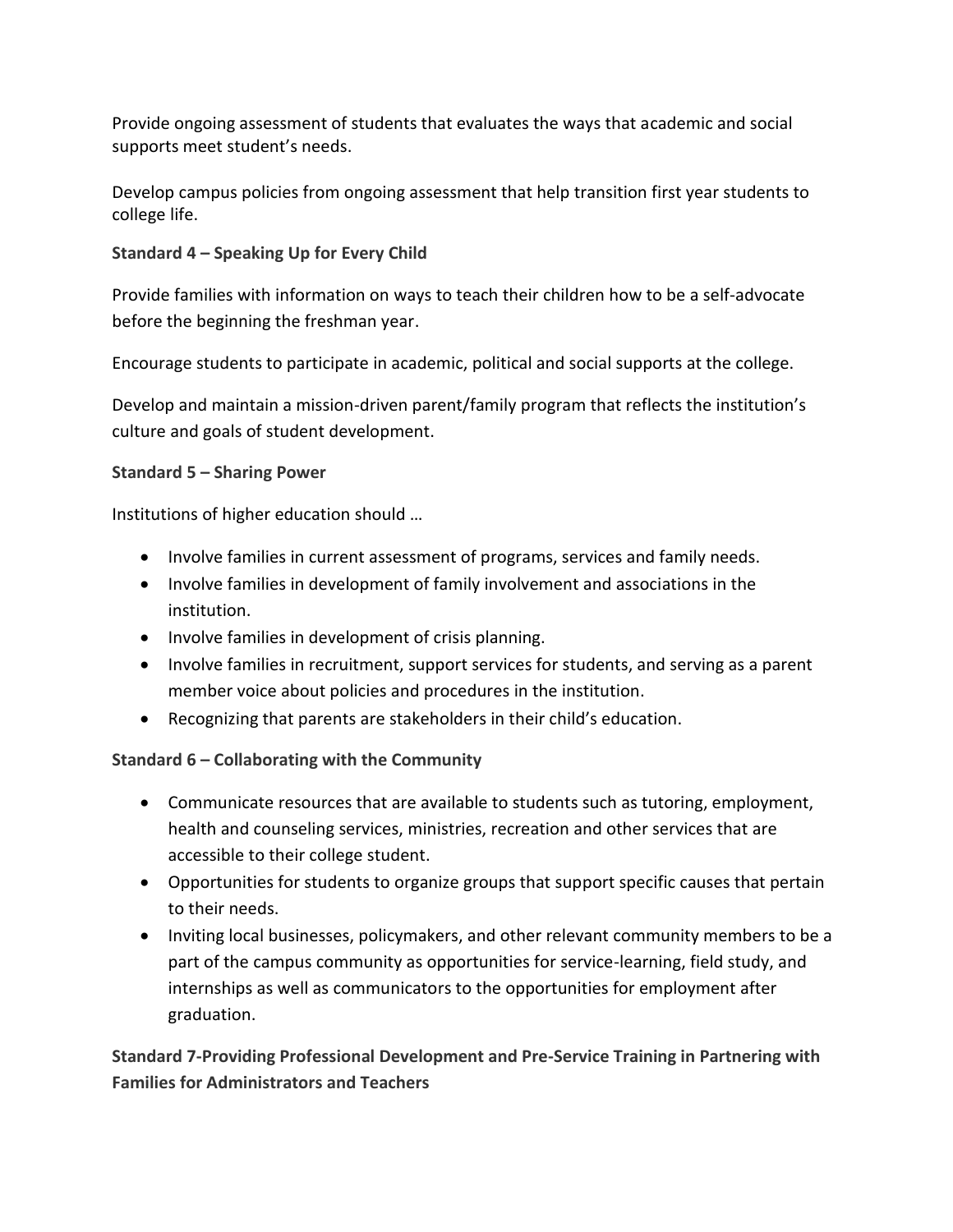Provide ongoing assessment of students that evaluates the ways that academic and social supports meet student's needs.

Develop campus policies from ongoing assessment that help transition first year students to college life.

**Standard 4 – Speaking Up for Every Child**

Provide families with information on ways to teach their children how to be a self-advocate before the beginning the freshman year.

Encourage students to participate in academic, political and social supports at the college.

Develop and maintain a mission-driven parent/family program that reflects the institution's culture and goals of student development.

**Standard 5 – Sharing Power**

Institutions of higher education should …

- Involve families in current assessment of programs, services and family needs.
- Involve families in development of family involvement and associations in the institution.
- Involve families in development of crisis planning.
- Involve families in recruitment, support services for students, and serving as a parent member voice about policies and procedures in the institution.
- Recognizing that parents are stakeholders in their child's education.

**Standard 6 – Collaborating with the Community**

- Communicate resources that are available to students such as tutoring, employment, health and counseling services, ministries, recreation and other services that are accessible to their college student.
- Opportunities for students to organize groups that support specific causes that pertain to their needs.
- Inviting local businesses, policymakers, and other relevant community members to be a part of the campus community as opportunities for service-learning, field study, and internships as well as communicators to the opportunities for employment after graduation.

**Standard 7-Providing Professional Development and Pre-Service Training in Partnering with Families for Administrators and Teachers**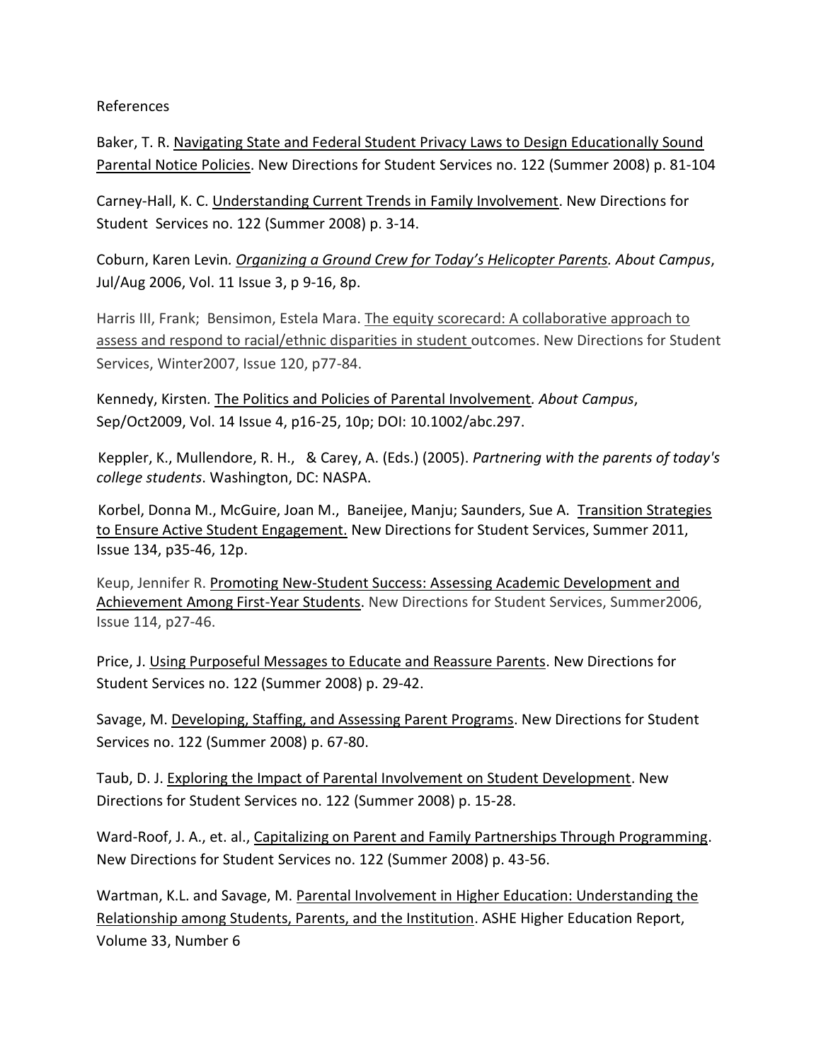References

Baker, T. R. Navigating State and Federal Student Privacy Laws to Design Educationally Sound Parental Notice Policies. New Directions for Student Services no. 122 (Summer 2008) p. 81-104

Carney-Hall, K. C. Understanding Current Trends in Family Involvement. New Directions for Student Services no. 122 (Summer 2008) p. 3-14.

Coburn, Karen Levin. *Organizing a Ground Crew for Today's Helicopter Parents. About Campus*, Jul/Aug 2006, Vol. 11 Issue 3, p 9-16, 8p.

Harris III, Frank; Bensimon, Estela Mara. The equity scorecard: A collaborative approach to assess and respond to racial/ethnic disparities in student outcomes. New Directions for Student Services, Winter2007, Issue 120, p77-84.

Kennedy, Kirsten. The Politics and Policies of Parental Involvement. *About Campus*, Sep/Oct2009, Vol. 14 Issue 4, p16-25, 10p; DOI: 10.1002/abc.297.

Keppler, K., Mullendore, R. H., & Carey, A. (Eds.) (2005). *Partnering with the parents of today's college students*. Washington, DC: NASPA.

Korbel, Donna M., McGuire, Joan M., Baneijee, Manju; Saunders, Sue A. Transition Strategies to Ensure Active Student Engagement. New Directions for Student Services, Summer 2011, Issue 134, p35-46, 12p.

Keup, Jennifer R. Promoting New-Student Success: Assessing Academic Development and Achievement Among First-Year Students. New Directions for Student Services, Summer2006, Issue 114, p27-46.

Price, J. Using Purposeful Messages to Educate and Reassure Parents. New Directions for Student Services no. 122 (Summer 2008) p. 29-42.

Savage, M. Developing, Staffing, and Assessing Parent Programs. New Directions for Student Services no. 122 (Summer 2008) p. 67-80.

Taub, D. J. Exploring the Impact of Parental Involvement on Student Development. New Directions for Student Services no. 122 (Summer 2008) p. 15-28.

Ward-Roof, J. A., et. al., Capitalizing on Parent and Family Partnerships Through Programming. New Directions for Student Services no. 122 (Summer 2008) p. 43-56.

Wartman, K.L. and Savage, M. Parental Involvement in Higher Education: Understanding the Relationship among Students, Parents, and the Institution. ASHE Higher Education Report, Volume 33, Number 6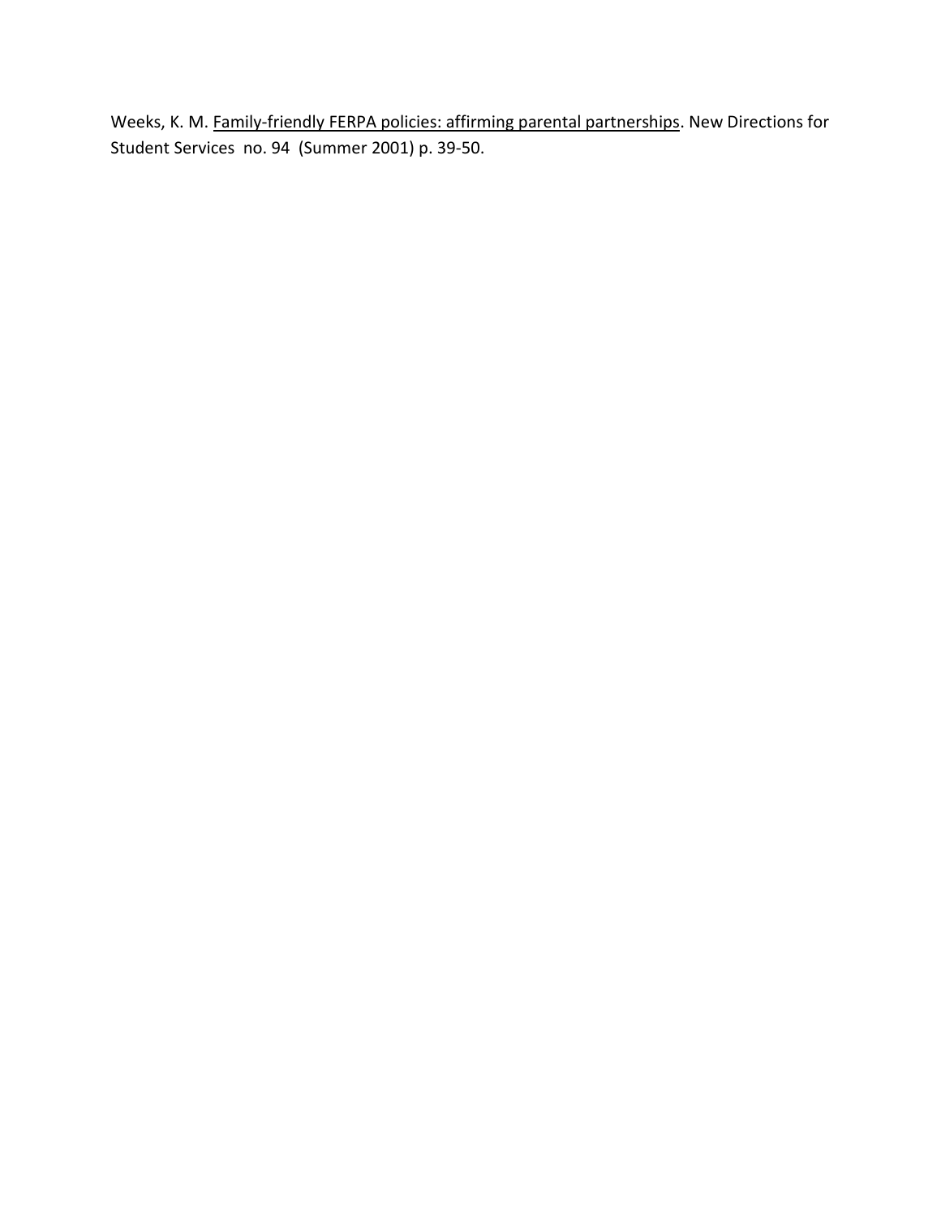Weeks, K. M. Family-friendly FERPA policies: affirming parental partnerships. New Directions for Student Services no. 94 (Summer 2001) p. 39-50.